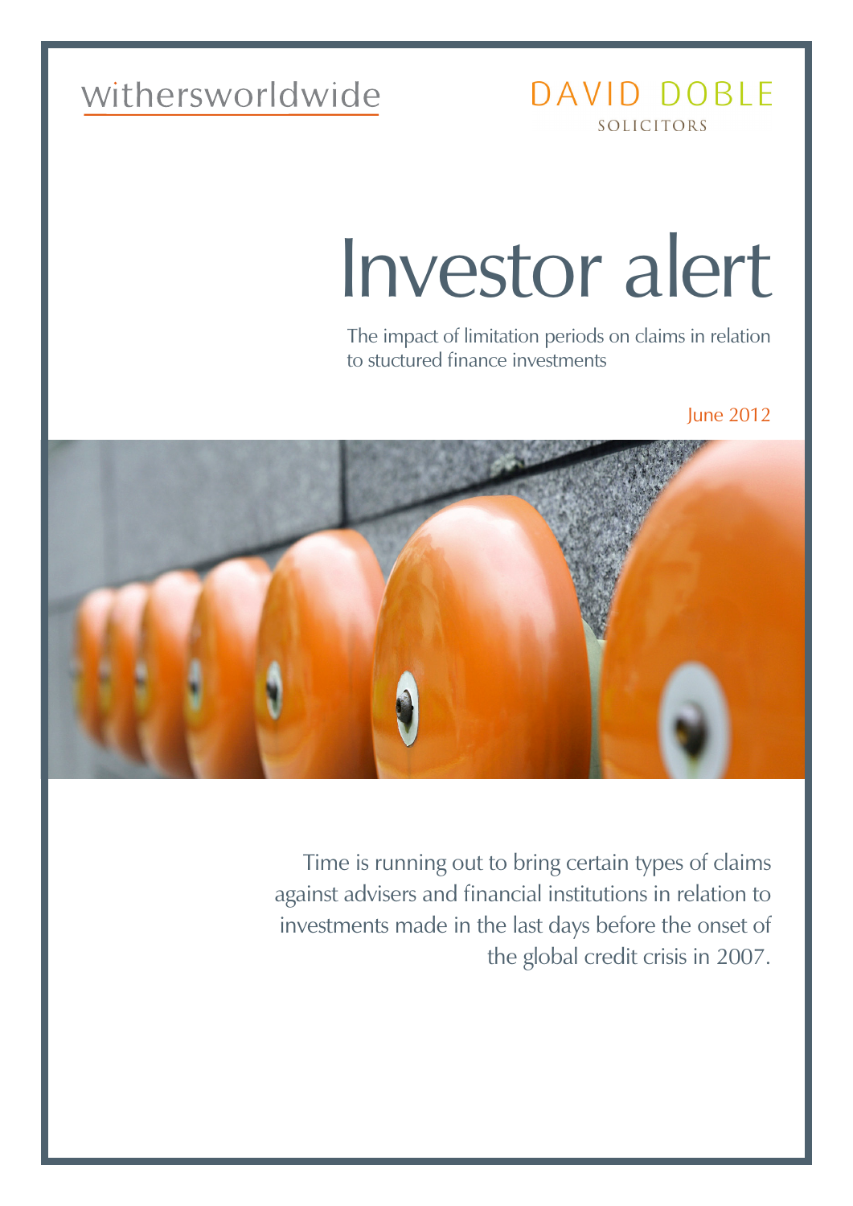withersworldwide

DAVID DOBLE
SOLICITORS

# Investor alert

The impact of limitation periods on claims in relation to stuctured finance investments

June 2012

Time is running out to bring certain types of claims against advisers and financial institutions in relation to investments made in the last days before the onset of the global credit crisis in 2007.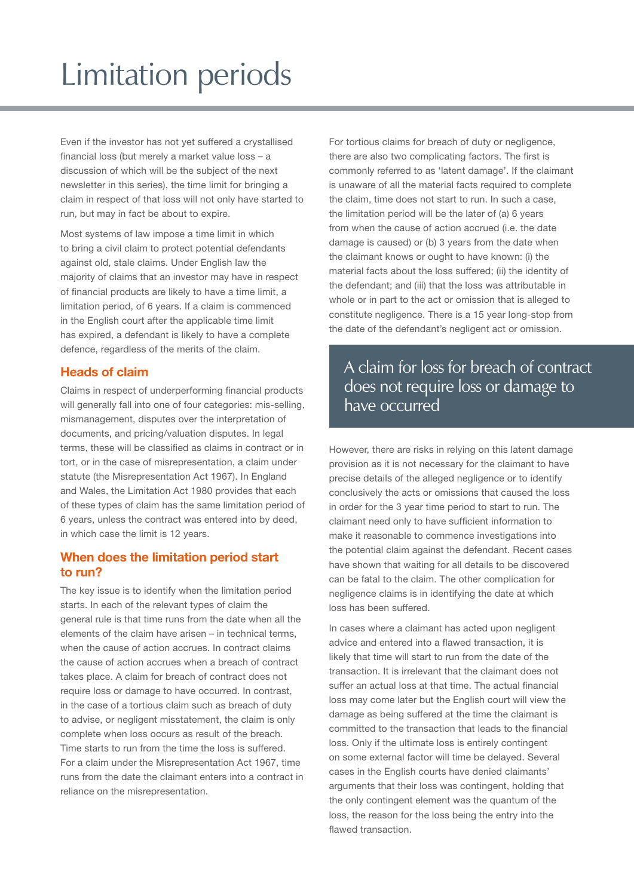# Limitation periods

Even if the investor has not yet suffered a crystallised financial loss (but merely a market value loss – a discussion of which will be the subject of the next newsletter in this series), the time limit for bringing a claim in respect of that loss will not only have started to run, but may in fact be about to expire.

Most systems of law impose a time limit in which to bring a civil claim to protect potential defendants against old, stale claims. Under English law the majority of claims that an investor may have in respect of financial products are likely to have a time limit, a limitation period, of 6 years. If a claim is commenced in the English court after the applicable time limit has expired, a defendant is likely to have a complete defence, regardless of the merits of the claim.

## Heads of claim

Claims in respect of underperforming financial products will generally fall into one of four categories: mis-selling, mismanagement, disputes over the interpretation of documents, and pricing/valuation disputes. In legal terms, these will be classified as claims in contract or in tort, or in the case of misrepresentation, a claim under statute (the Misrepresentation Act 1967). In England and Wales, the Limitation Act 1980 provides that each of these types of claim has the same limitation period of 6 years, unless the contract was entered into by deed, in which case the limit is 12 years.

## When does the limitation period start to run?

The key issue is to identify when the limitation period starts. In each of the relevant types of claim the general rule is that time runs from the date when all the elements of the claim have arisen – in technical terms, when the cause of action accrues. In contract claims the cause of action accrues when a breach of contract takes place. A claim for breach of contract does not require loss or damage to have occurred. In contrast, in the case of a tortious claim such as breach of duty to advise, or negligent misstatement, the claim is only complete when loss occurs as result of the breach. Time starts to run from the time the loss is suffered. For a claim under the Misrepresentation Act 1967, time runs from the date the claimant enters into a contract in reliance on the misrepresentation.

For tortious claims for breach of duty or negligence, there are also two complicating factors. The first is commonly referred to as 'latent damage'. If the claimant is unaware of all the material facts required to complete the claim, time does not start to run. In such a case, the limitation period will be the later of (a) 6 years from when the cause of action accrued (i.e. the date damage is caused) or (b) 3 years from the date when the claimant knows or ought to have known: (i) the material facts about the loss suffered; (ii) the identity of the defendant; and (iii) that the loss was attributable in whole or in part to the act or omission that is alleged to constitute negligence. There is a 15 year long-stop from the date of the defendant's negligent act or omission.

> A claim for loss for breach of contract does not require loss or damage to have occurred

However, there are risks in relying on this latent damage provision as it is not necessary for the claimant to have precise details of the alleged negligence or to identify conclusively the acts or omissions that caused the loss in order for the 3 year time period to start to run. The claimant need only to have sufficient information to make it reasonable to commence investigations into the potential claim against the defendant. Recent cases have shown that waiting for all details to be discovered can be fatal to the claim. The other complication for negligence claims is in identifying the date at which loss has been suffered.

In cases where a claimant has acted upon negligent advice and entered into a flawed transaction, it is likely that time will start to run from the date of the transaction. It is irrelevant that the claimant does not suffer an actual loss at that time. The actual financial loss may come later but the English court will view the damage as being suffered at the time the claimant is committed to the transaction that leads to the financial loss. Only if the ultimate loss is entirely contingent on some external factor will time be delayed. Several cases in the English courts have denied claimants' arguments that their loss was contingent, holding that the only contingent element was the quantum of the loss, the reason for the loss being the entry into the flawed transaction.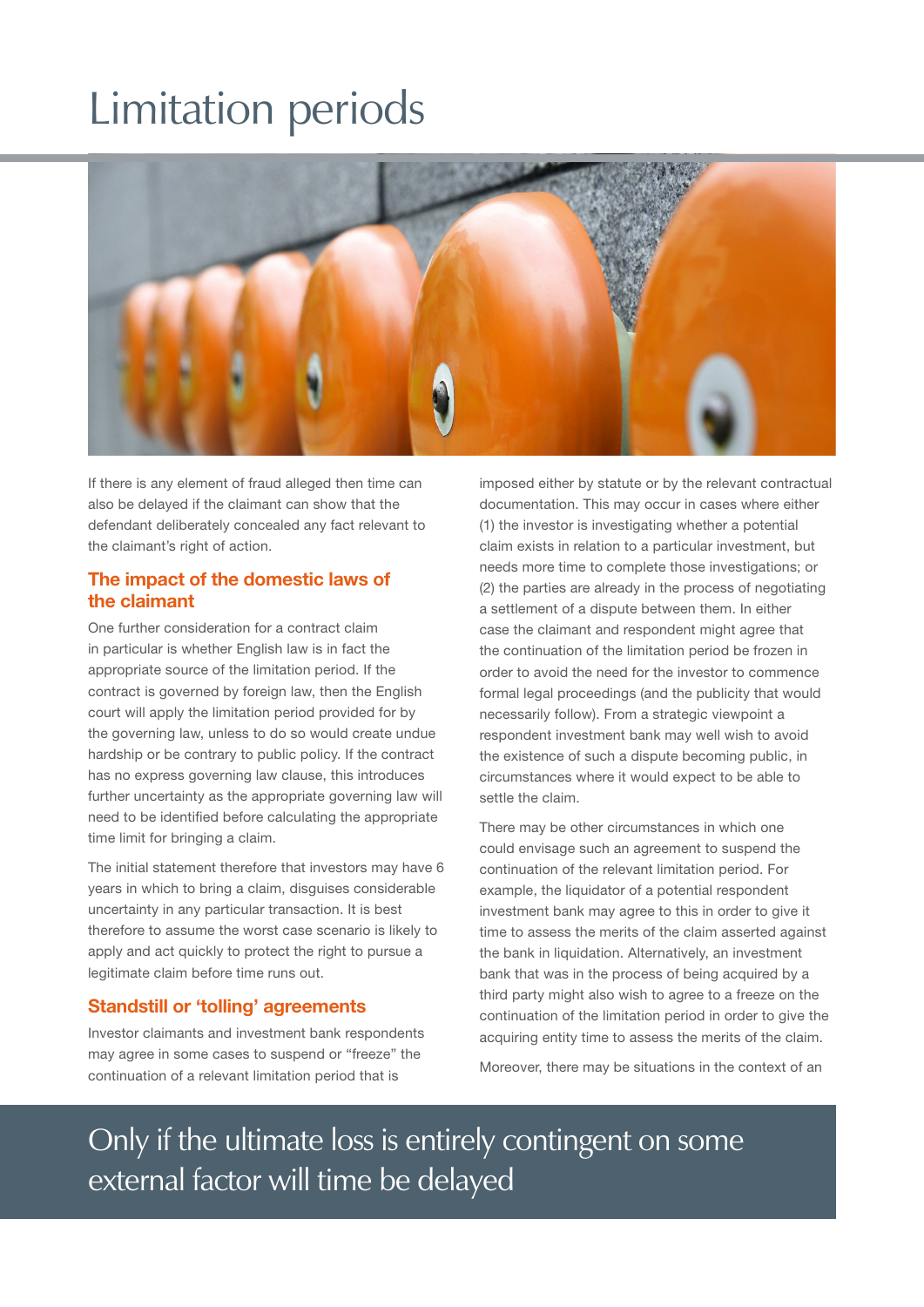# Limitation periods

If there is any element of fraud alleged then time can also be delayed if the claimant can show that the defendant deliberately concealed any fact relevant to the claimant's right of action.

## The impact of the domestic laws of the claimant

One further consideration for a contract claim in particular is whether English law is in fact the appropriate source of the limitation period. If the contract is governed by foreign law, then the English court will apply the limitation period provided for by the governing law, unless to do so would create undue hardship or be contrary to public policy. If the contract has no express governing law clause, this introduces further uncertainty as the appropriate governing law will need to be identified before calculating the appropriate time limit for bringing a claim.

The initial statement therefore that investors may have 6 years in which to bring a claim, disguises considerable uncertainty in any particular transaction. It is best therefore to assume the worst case scenario is likely to apply and act quickly to protect the right to pursue a legitimate claim before time runs out.

## Standstill or 'tolling' agreements

Investor claimants and investment bank respondents may agree in some cases to suspend or "freeze" the continuation of a relevant limitation period that is imposed either by statute or by the relevant contractual documentation. This may occur in cases where either (1) the investor is investigating whether a potential claim exists in relation to a particular investment, but needs more time to complete those investigations; or (2) the parties are already in the process of negotiating a settlement of a dispute between them. In either case the claimant and respondent might agree that the continuation of the limitation period be frozen in order to avoid the need for the investor to commence formal legal proceedings (and the publicity that would necessarily follow). From a strategic viewpoint a respondent investment bank may well wish to avoid the existence of such a dispute becoming public, in circumstances where it would expect to be able to settle the claim.

There may be other circumstances in which one could envisage such an agreement to suspend the continuation of the relevant limitation period. For example, the liquidator of a potential respondent investment bank may agree to this in order to give it time to assess the merits of the claim asserted against the bank in liquidation. Alternatively, an investment bank that was in the process of being acquired by a third party might also wish to agree to a freeze on the continuation of the limitation period in order to give the acquiring entity time to assess the merits of the claim.

Moreover, there may be situations in the context of an

> Only if the ultimate loss is entirely contingent on some external factor will time be delayed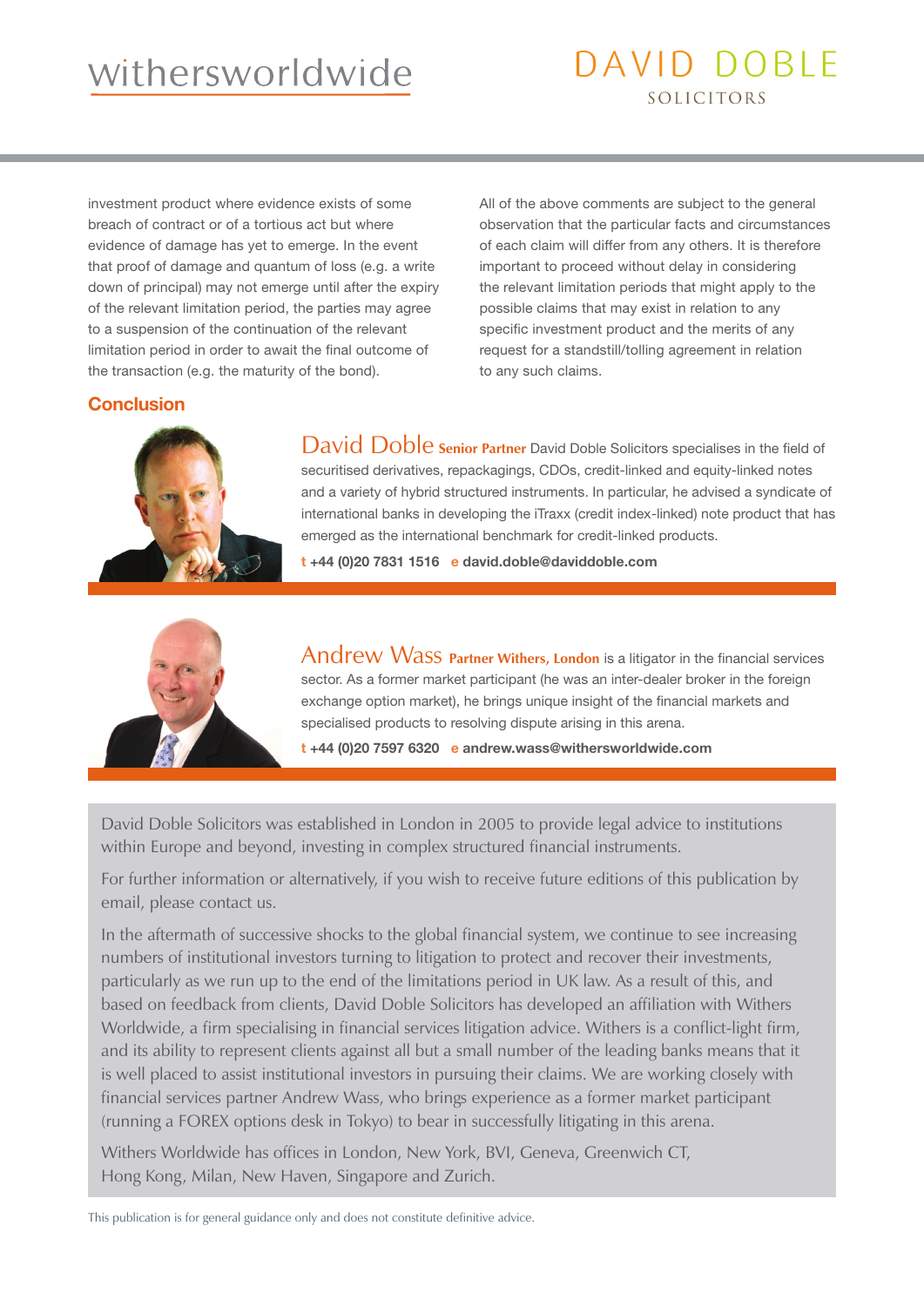investment product where evidence exists of some breach of contract or of a tortious act but where evidence of damage has yet to emerge. In the event that proof of damage and quantum of loss (e.g. a write down of principal) may not emerge until after the expiry of the relevant limitation period, the parties may agree to a suspension of the continuation of the relevant limitation period in order to await the final outcome of the transaction (e.g. the maturity of the bond).

All of the above comments are subject to the general observation that the particular facts and circumstances of each claim will differ from any others. It is therefore important to proceed without delay in considering the relevant limitation periods that might apply to the possible claims that may exist in relation to any specific investment product and the merits of any request for a standstill/tolling agreement in relation to any such claims.

## Conclusion

**David Doble** **Senior Partner** David Doble Solicitors specialises in the field of securitised derivatives, repackagings, CDOs, credit-linked and equity-linked notes and a variety of hybrid structured instruments. In particular, he advised a syndicate of international banks in developing the iTraxx (credit index-linked) note product that has emerged as the international benchmark for credit-linked products.

**t** +44 (0)20 7831 1516 **e** david.doble@daviddoble.com

**Andrew Wass** **Partner Withers, London** is a litigator in the financial services sector. As a former market participant (he was an inter-dealer broker in the foreign exchange option market), he brings unique insight of the financial markets and specialised products to resolving dispute arising in this arena.

**t** +44 (0)20 7597 6320 **e** andrew.wass@withersworldwide.com

David Doble Solicitors was established in London in 2005 to provide legal advice to institutions within Europe and beyond, investing in complex structured financial instruments.

For further information or alternatively, if you wish to receive future editions of this publication by email, please contact us.

In the aftermath of successive shocks to the global financial system, we continue to see increasing numbers of institutional investors turning to litigation to protect and recover their investments, particularly as we run up to the end of the limitations period in UK law. As a result of this, and based on feedback from clients, David Doble Solicitors has developed an affiliation with Withers Worldwide, a firm specialising in financial services litigation advice. Withers is a conflict-light firm, and its ability to represent clients against all but a small number of the leading banks means that it is well placed to assist institutional investors in pursuing their claims. We are working closely with financial services partner Andrew Wass, who brings experience as a former market participant (running a FOREX options desk in Tokyo) to bear in successfully litigating in this arena.

Withers Worldwide has offices in London, New York, BVI, Geneva, Greenwich CT, Hong Kong, Milan, New Haven, Singapore and Zurich.

This publication is for general guidance only and does not constitute definitive advice.